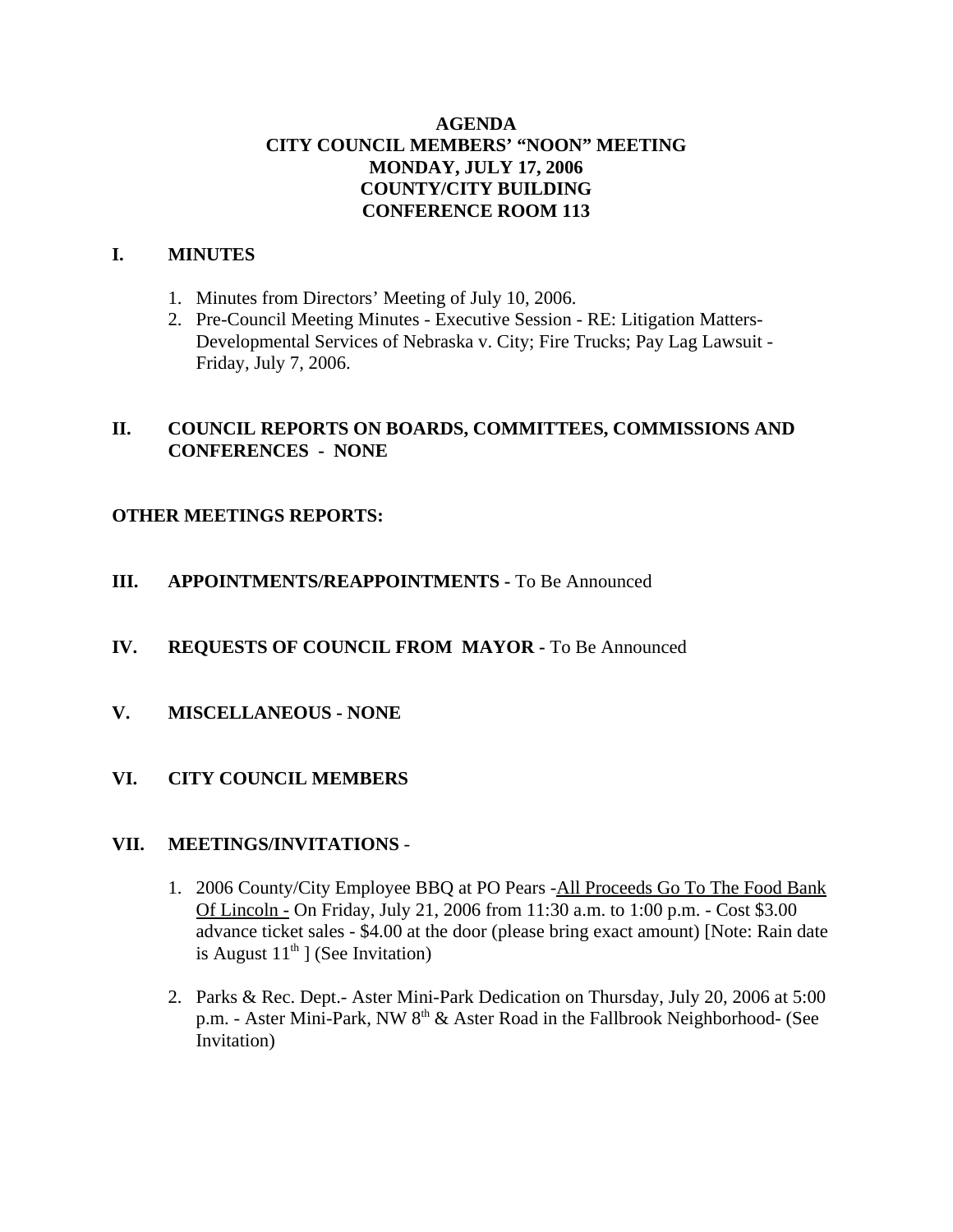**AGENDA**
**CITY COUNCIL MEMBERS' "NOON" MEETING**
**MONDAY, JULY 17, 2006**
**COUNTY/CITY BUILDING**
**CONFERENCE ROOM 113**

## I. MINUTES

1. Minutes from Directors' Meeting of July 10, 2006.
2. Pre-Council Meeting Minutes - Executive Session - RE: Litigation Matters- Developmental Services of Nebraska v. City; Fire Trucks; Pay Lag Lawsuit - Friday, July 7, 2006.

## II. COUNCIL REPORTS ON BOARDS, COMMITTEES, COMMISSIONS AND CONFERENCES - NONE

**OTHER MEETINGS REPORTS:**

## III. APPOINTMENTS/REAPPOINTMENTS - To Be Announced

## IV. REQUESTS OF COUNCIL FROM MAYOR - To Be Announced

## V. MISCELLANEOUS - NONE

## VI. CITY COUNCIL MEMBERS

## VII. MEETINGS/INVITATIONS -

1. 2006 County/City Employee BBQ at PO Pears -All Proceeds Go To The Food Bank Of Lincoln - On Friday, July 21, 2006 from 11:30 a.m. to 1:00 p.m. - Cost $3.00 advance ticket sales - $4.00 at the door (please bring exact amount) [Note: Rain date is August 11th ] (See Invitation)

2. Parks & Rec. Dept.- Aster Mini-Park Dedication on Thursday, July 20, 2006 at 5:00 p.m. - Aster Mini-Park, NW 8th & Aster Road in the Fallbrook Neighborhood- (See Invitation)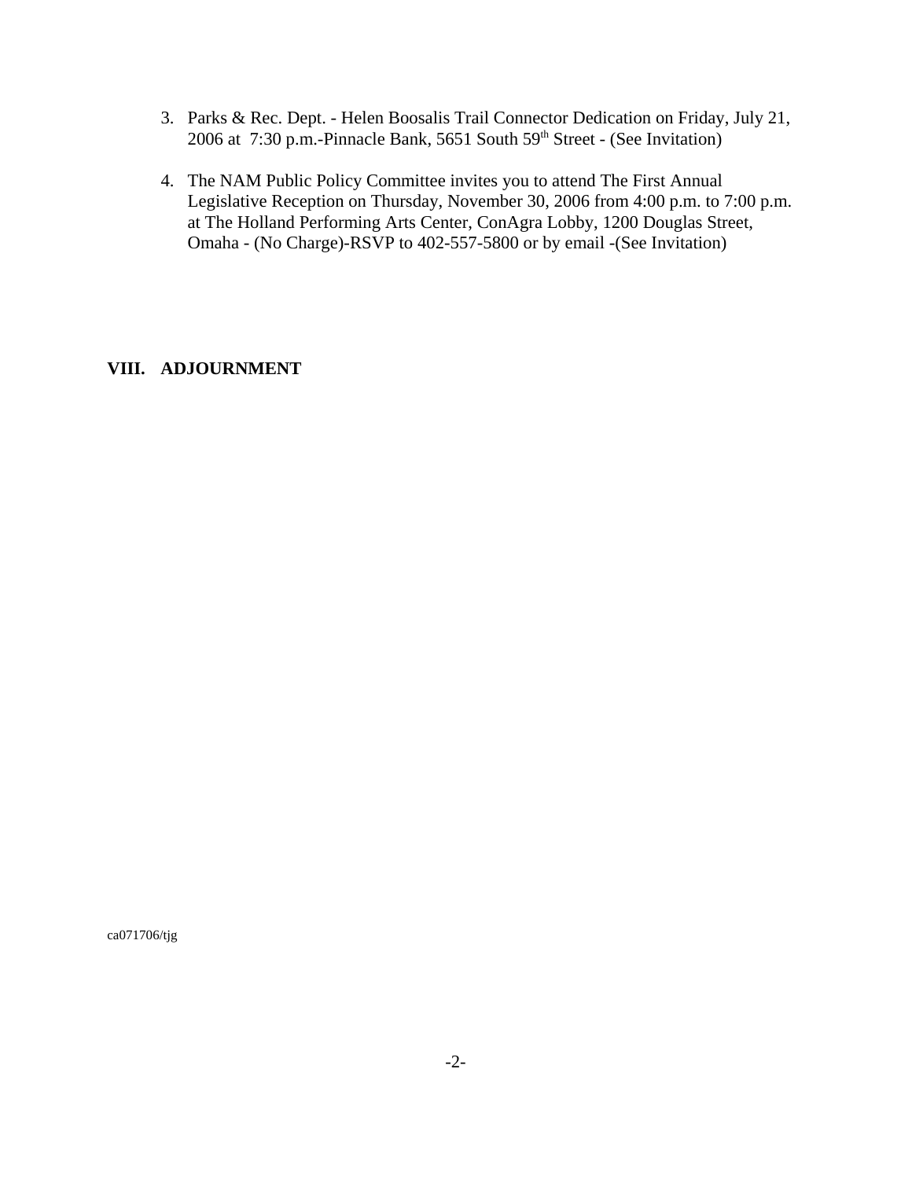3. Parks & Rec. Dept. - Helen Boosalis Trail Connector Dedication on Friday, July 21, 2006 at 7:30 p.m.-Pinnacle Bank, 5651 South 59th Street - (See Invitation)

4. The NAM Public Policy Committee invites you to attend The First Annual Legislative Reception on Thursday, November 30, 2006 from 4:00 p.m. to 7:00 p.m. at The Holland Performing Arts Center, ConAgra Lobby, 1200 Douglas Street, Omaha - (No Charge)-RSVP to 402-557-5800 or by email -(See Invitation)

**VIII. ADJOURNMENT**

ca071706/tjg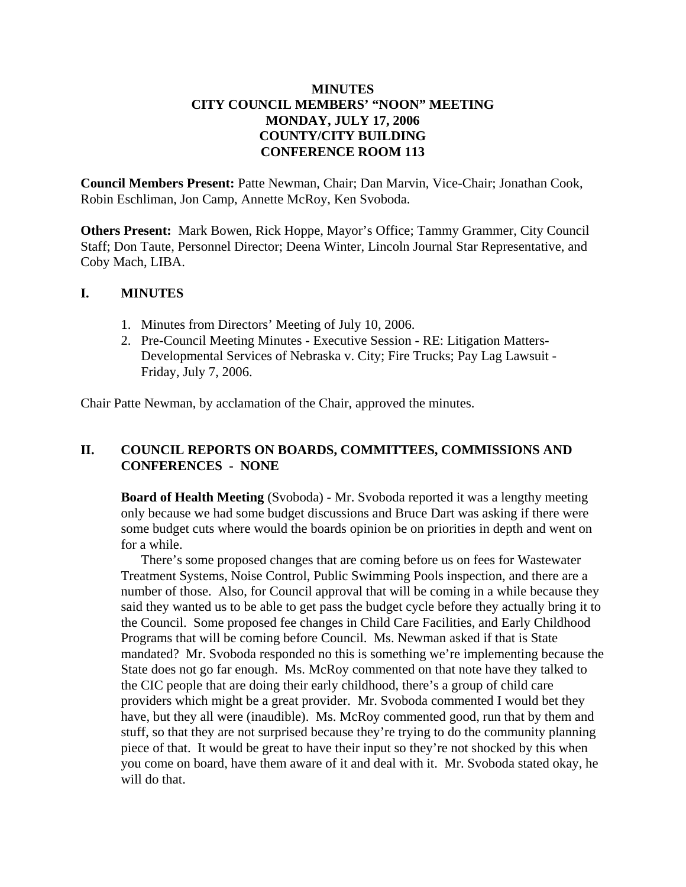**MINUTES**
**CITY COUNCIL MEMBERS' "NOON" MEETING**
**MONDAY, JULY 17, 2006**
**COUNTY/CITY BUILDING**
**CONFERENCE ROOM 113**

**Council Members Present:** Patte Newman, Chair; Dan Marvin, Vice-Chair; Jonathan Cook, Robin Eschliman, Jon Camp, Annette McRoy, Ken Svoboda.

**Others Present:** Mark Bowen, Rick Hoppe, Mayor's Office; Tammy Grammer, City Council Staff; Don Taute, Personnel Director; Deena Winter, Lincoln Journal Star Representative, and Coby Mach, LIBA.

## I. MINUTES

1. Minutes from Directors' Meeting of July 10, 2006.
2. Pre-Council Meeting Minutes - Executive Session - RE: Litigation Matters- Developmental Services of Nebraska v. City; Fire Trucks; Pay Lag Lawsuit - Friday, July 7, 2006.

Chair Patte Newman, by acclamation of the Chair, approved the minutes.

## II. COUNCIL REPORTS ON BOARDS, COMMITTEES, COMMISSIONS AND CONFERENCES - NONE

**Board of Health Meeting** (Svoboda) **-** Mr. Svoboda reported it was a lengthy meeting only because we had some budget discussions and Bruce Dart was asking if there were some budget cuts where would the boards opinion be on priorities in depth and went on for a while.

There's some proposed changes that are coming before us on fees for Wastewater Treatment Systems, Noise Control, Public Swimming Pools inspection, and there are a number of those. Also, for Council approval that will be coming in a while because they said they wanted us to be able to get pass the budget cycle before they actually bring it to the Council. Some proposed fee changes in Child Care Facilities, and Early Childhood Programs that will be coming before Council. Ms. Newman asked if that is State mandated? Mr. Svoboda responded no this is something we're implementing because the State does not go far enough. Ms. McRoy commented on that note have they talked to the CIC people that are doing their early childhood, there's a group of child care providers which might be a great provider. Mr. Svoboda commented I would bet they have, but they all were (inaudible). Ms. McRoy commented good, run that by them and stuff, so that they are not surprised because they're trying to do the community planning piece of that. It would be great to have their input so they're not shocked by this when you come on board, have them aware of it and deal with it. Mr. Svoboda stated okay, he will do that.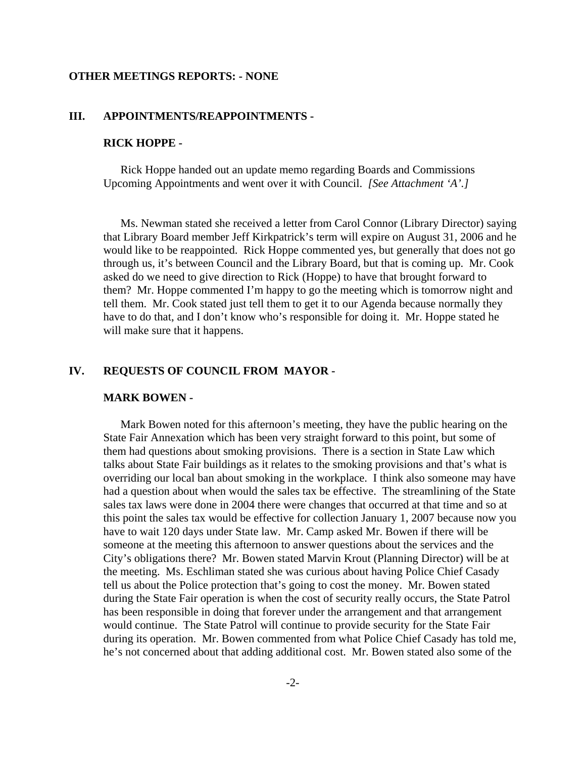**OTHER MEETINGS REPORTS: - NONE**

## III. APPOINTMENTS/REAPPOINTMENTS -

### RICK HOPPE -

Rick Hoppe handed out an update memo regarding Boards and Commissions Upcoming Appointments and went over it with Council. *[See Attachment 'A'.]*

Ms. Newman stated she received a letter from Carol Connor (Library Director) saying that Library Board member Jeff Kirkpatrick's term will expire on August 31, 2006 and he would like to be reappointed. Rick Hoppe commented yes, but generally that does not go through us, it's between Council and the Library Board, but that is coming up. Mr. Cook asked do we need to give direction to Rick (Hoppe) to have that brought forward to them? Mr. Hoppe commented I'm happy to go the meeting which is tomorrow night and tell them. Mr. Cook stated just tell them to get it to our Agenda because normally they have to do that, and I don't know who's responsible for doing it. Mr. Hoppe stated he will make sure that it happens.

## IV. REQUESTS OF COUNCIL FROM MAYOR -

### MARK BOWEN -

Mark Bowen noted for this afternoon's meeting, they have the public hearing on the State Fair Annexation which has been very straight forward to this point, but some of them had questions about smoking provisions. There is a section in State Law which talks about State Fair buildings as it relates to the smoking provisions and that's what is overriding our local ban about smoking in the workplace. I think also someone may have had a question about when would the sales tax be effective. The streamlining of the State sales tax laws were done in 2004 there were changes that occurred at that time and so at this point the sales tax would be effective for collection January 1, 2007 because now you have to wait 120 days under State law. Mr. Camp asked Mr. Bowen if there will be someone at the meeting this afternoon to answer questions about the services and the City's obligations there? Mr. Bowen stated Marvin Krout (Planning Director) will be at the meeting. Ms. Eschliman stated she was curious about having Police Chief Casady tell us about the Police protection that's going to cost the money. Mr. Bowen stated during the State Fair operation is when the cost of security really occurs, the State Patrol has been responsible in doing that forever under the arrangement and that arrangement would continue. The State Patrol will continue to provide security for the State Fair during its operation. Mr. Bowen commented from what Police Chief Casady has told me, he's not concerned about that adding additional cost. Mr. Bowen stated also some of the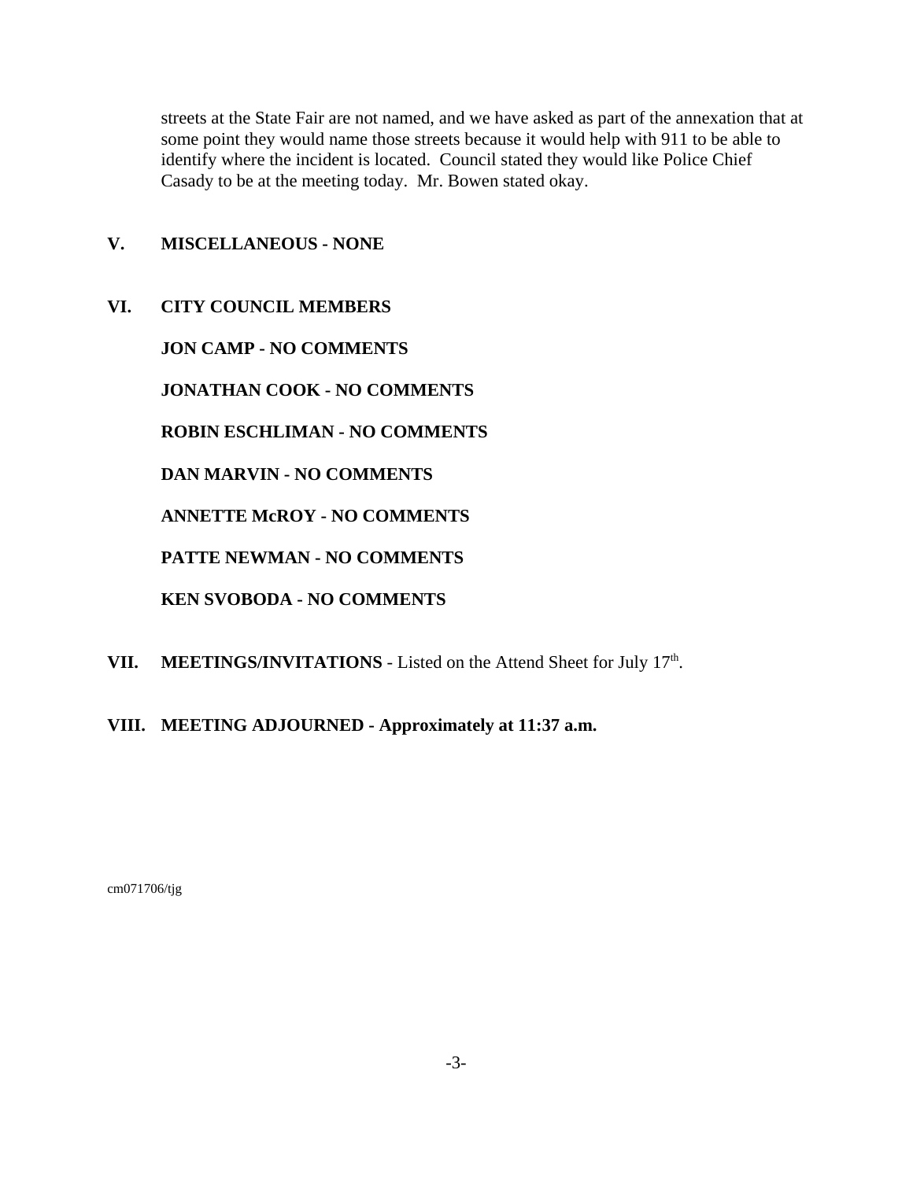streets at the State Fair are not named, and we have asked as part of the annexation that at some point they would name those streets because it would help with 911 to be able to identify where the incident is located. Council stated they would like Police Chief Casady to be at the meeting today. Mr. Bowen stated okay.

## V. MISCELLANEOUS - NONE

## VI. CITY COUNCIL MEMBERS

**JON CAMP - NO COMMENTS**

**JONATHAN COOK - NO COMMENTS**

**ROBIN ESCHLIMAN - NO COMMENTS**

**DAN MARVIN - NO COMMENTS**

**ANNETTE McROY - NO COMMENTS**

**PATTE NEWMAN - NO COMMENTS**

**KEN SVOBODA - NO COMMENTS**

## VII. MEETINGS/INVITATIONS - Listed on the Attend Sheet for July 17th.

## VIII. MEETING ADJOURNED - Approximately at 11:37 a.m.

cm071706/tjg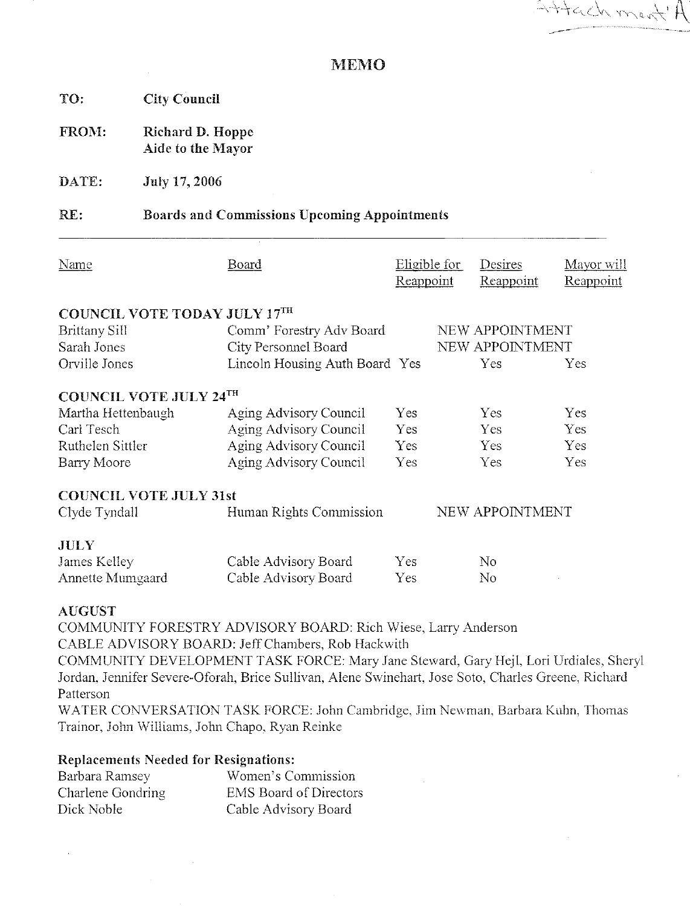Attachment A

# MEMO

**TO:** City Council

**FROM:** Richard D. Hoppe
Aide to the Mayor

**DATE:** July 17, 2006

**RE:** Boards and Commissions Upcoming Appointments

| Name | Board | Eligible for Reappoint | Desires Reappoint | Mayor will Reappoint |
|---|---|---|---|---|
| **COUNCIL VOTE TODAY JULY 17TH** | | | | |
| Brittany Sill | Comm' Forestry Adv Board | | NEW APPOINTMENT | |
| Sarah Jones | City Personnel Board | | NEW APPOINTMENT | |
| Orville Jones | Lincoln Housing Auth Board | Yes | Yes | Yes |
| **COUNCIL VOTE JULY 24TH** | | | | |
| Martha Hettenbaugh | Aging Advisory Council | Yes | Yes | Yes |
| Carl Tesch | Aging Advisory Council | Yes | Yes | Yes |
| Ruthelen Sittler | Aging Advisory Council | Yes | Yes | Yes |
| Barry Moore | Aging Advisory Council | Yes | Yes | Yes |
| **COUNCIL VOTE JULY 31st** | | | | |
| Clyde Tyndall | Human Rights Commission | | NEW APPOINTMENT | |
| **JULY** | | | | |
| James Kelley | Cable Advisory Board | Yes | No | |
| Annette Mumgaard | Cable Advisory Board | Yes | No | |

**AUGUST**

COMMUNITY FORESTRY ADVISORY BOARD: Rich Wiese, Larry Anderson
CABLE ADVISORY BOARD: Jeff Chambers, Rob Hackwith
COMMUNITY DEVELOPMENT TASK FORCE: Mary Jane Steward, Gary Hejl, Lori Urdiales, Sheryl Jordan, Jennifer Severe-Oforah, Brice Sullivan, Alene Swinehart, Jose Soto, Charles Greene, Richard Patterson
WATER CONVERSATION TASK FORCE: John Cambridge, Jim Newman, Barbara Kuhn, Thomas Trainor, John Williams, John Chapo, Ryan Reinke

**Replacements Needed for Resignations:**

| | |
|---|---|
| Barbara Ramsey | Women's Commission |
| Charlene Gondring | EMS Board of Directors |
| Dick Noble | Cable Advisory Board |